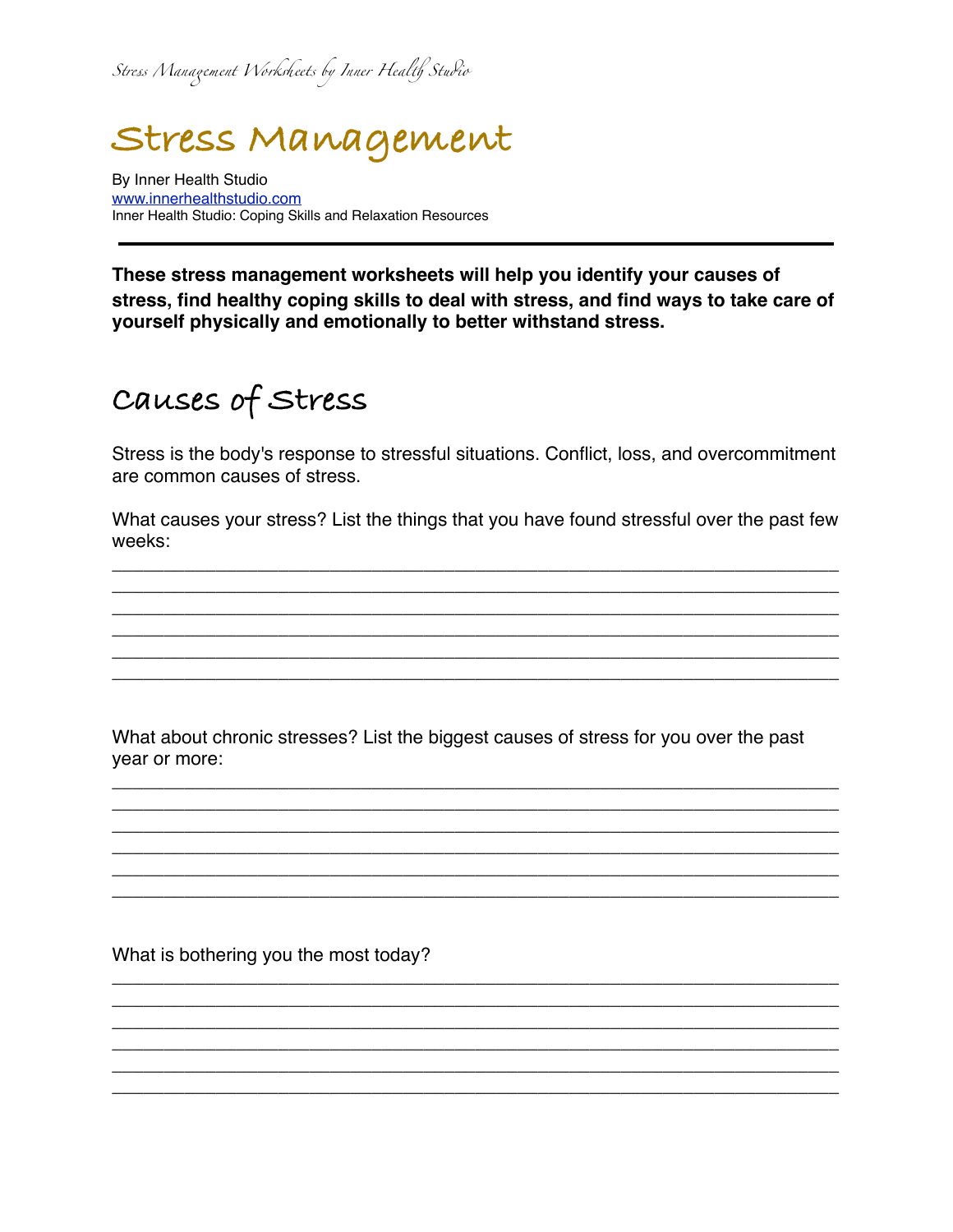# Stress Management

By Inner Health Studio
www.innerhealthstudio.com
Inner Health Studio: Coping Skills and Relaxation Resources

---

**These stress management worksheets will help you identify your causes of stress, find healthy coping skills to deal with stress, and find ways to take care of yourself physically and emotionally to better withstand stress.**

## Causes of Stress

Stress is the body's response to stressful situations. Conflict, loss, and overcommitment are common causes of stress.

What causes your stress? List the things that you have found stressful over the past few weeks:

\_\_\_\_\_\_\_\_\_\_\_\_\_\_\_\_\_\_\_\_\_\_\_\_\_\_\_\_\_\_\_\_\_\_\_\_\_\_\_\_\_\_\_\_\_\_\_\_\_\_\_\_\_\_\_\_\_\_\_\_\_\_\_\_\_\_\_\_
\_\_\_\_\_\_\_\_\_\_\_\_\_\_\_\_\_\_\_\_\_\_\_\_\_\_\_\_\_\_\_\_\_\_\_\_\_\_\_\_\_\_\_\_\_\_\_\_\_\_\_\_\_\_\_\_\_\_\_\_\_\_\_\_\_\_\_\_
\_\_\_\_\_\_\_\_\_\_\_\_\_\_\_\_\_\_\_\_\_\_\_\_\_\_\_\_\_\_\_\_\_\_\_\_\_\_\_\_\_\_\_\_\_\_\_\_\_\_\_\_\_\_\_\_\_\_\_\_\_\_\_\_\_\_\_\_
\_\_\_\_\_\_\_\_\_\_\_\_\_\_\_\_\_\_\_\_\_\_\_\_\_\_\_\_\_\_\_\_\_\_\_\_\_\_\_\_\_\_\_\_\_\_\_\_\_\_\_\_\_\_\_\_\_\_\_\_\_\_\_\_\_\_\_\_
\_\_\_\_\_\_\_\_\_\_\_\_\_\_\_\_\_\_\_\_\_\_\_\_\_\_\_\_\_\_\_\_\_\_\_\_\_\_\_\_\_\_\_\_\_\_\_\_\_\_\_\_\_\_\_\_\_\_\_\_\_\_\_\_\_\_\_\_
\_\_\_\_\_\_\_\_\_\_\_\_\_\_\_\_\_\_\_\_\_\_\_\_\_\_\_\_\_\_\_\_\_\_\_\_\_\_\_\_\_\_\_\_\_\_\_\_\_\_\_\_\_\_\_\_\_\_\_\_\_\_\_\_\_\_\_\_

What about chronic stresses? List the biggest causes of stress for you over the past year or more:

\_\_\_\_\_\_\_\_\_\_\_\_\_\_\_\_\_\_\_\_\_\_\_\_\_\_\_\_\_\_\_\_\_\_\_\_\_\_\_\_\_\_\_\_\_\_\_\_\_\_\_\_\_\_\_\_\_\_\_\_\_\_\_\_\_\_\_\_
\_\_\_\_\_\_\_\_\_\_\_\_\_\_\_\_\_\_\_\_\_\_\_\_\_\_\_\_\_\_\_\_\_\_\_\_\_\_\_\_\_\_\_\_\_\_\_\_\_\_\_\_\_\_\_\_\_\_\_\_\_\_\_\_\_\_\_\_
\_\_\_\_\_\_\_\_\_\_\_\_\_\_\_\_\_\_\_\_\_\_\_\_\_\_\_\_\_\_\_\_\_\_\_\_\_\_\_\_\_\_\_\_\_\_\_\_\_\_\_\_\_\_\_\_\_\_\_\_\_\_\_\_\_\_\_\_
\_\_\_\_\_\_\_\_\_\_\_\_\_\_\_\_\_\_\_\_\_\_\_\_\_\_\_\_\_\_\_\_\_\_\_\_\_\_\_\_\_\_\_\_\_\_\_\_\_\_\_\_\_\_\_\_\_\_\_\_\_\_\_\_\_\_\_\_
\_\_\_\_\_\_\_\_\_\_\_\_\_\_\_\_\_\_\_\_\_\_\_\_\_\_\_\_\_\_\_\_\_\_\_\_\_\_\_\_\_\_\_\_\_\_\_\_\_\_\_\_\_\_\_\_\_\_\_\_\_\_\_\_\_\_\_\_
\_\_\_\_\_\_\_\_\_\_\_\_\_\_\_\_\_\_\_\_\_\_\_\_\_\_\_\_\_\_\_\_\_\_\_\_\_\_\_\_\_\_\_\_\_\_\_\_\_\_\_\_\_\_\_\_\_\_\_\_\_\_\_\_\_\_\_\_

What is bothering you the most today?

\_\_\_\_\_\_\_\_\_\_\_\_\_\_\_\_\_\_\_\_\_\_\_\_\_\_\_\_\_\_\_\_\_\_\_\_\_\_\_\_\_\_\_\_\_\_\_\_\_\_\_\_\_\_\_\_\_\_\_\_\_\_\_\_\_\_\_\_
\_\_\_\_\_\_\_\_\_\_\_\_\_\_\_\_\_\_\_\_\_\_\_\_\_\_\_\_\_\_\_\_\_\_\_\_\_\_\_\_\_\_\_\_\_\_\_\_\_\_\_\_\_\_\_\_\_\_\_\_\_\_\_\_\_\_\_\_
\_\_\_\_\_\_\_\_\_\_\_\_\_\_\_\_\_\_\_\_\_\_\_\_\_\_\_\_\_\_\_\_\_\_\_\_\_\_\_\_\_\_\_\_\_\_\_\_\_\_\_\_\_\_\_\_\_\_\_\_\_\_\_\_\_\_\_\_
\_\_\_\_\_\_\_\_\_\_\_\_\_\_\_\_\_\_\_\_\_\_\_\_\_\_\_\_\_\_\_\_\_\_\_\_\_\_\_\_\_\_\_\_\_\_\_\_\_\_\_\_\_\_\_\_\_\_\_\_\_\_\_\_\_\_\_\_
\_\_\_\_\_\_\_\_\_\_\_\_\_\_\_\_\_\_\_\_\_\_\_\_\_\_\_\_\_\_\_\_\_\_\_\_\_\_\_\_\_\_\_\_\_\_\_\_\_\_\_\_\_\_\_\_\_\_\_\_\_\_\_\_\_\_\_\_
\_\_\_\_\_\_\_\_\_\_\_\_\_\_\_\_\_\_\_\_\_\_\_\_\_\_\_\_\_\_\_\_\_\_\_\_\_\_\_\_\_\_\_\_\_\_\_\_\_\_\_\_\_\_\_\_\_\_\_\_\_\_\_\_\_\_\_\_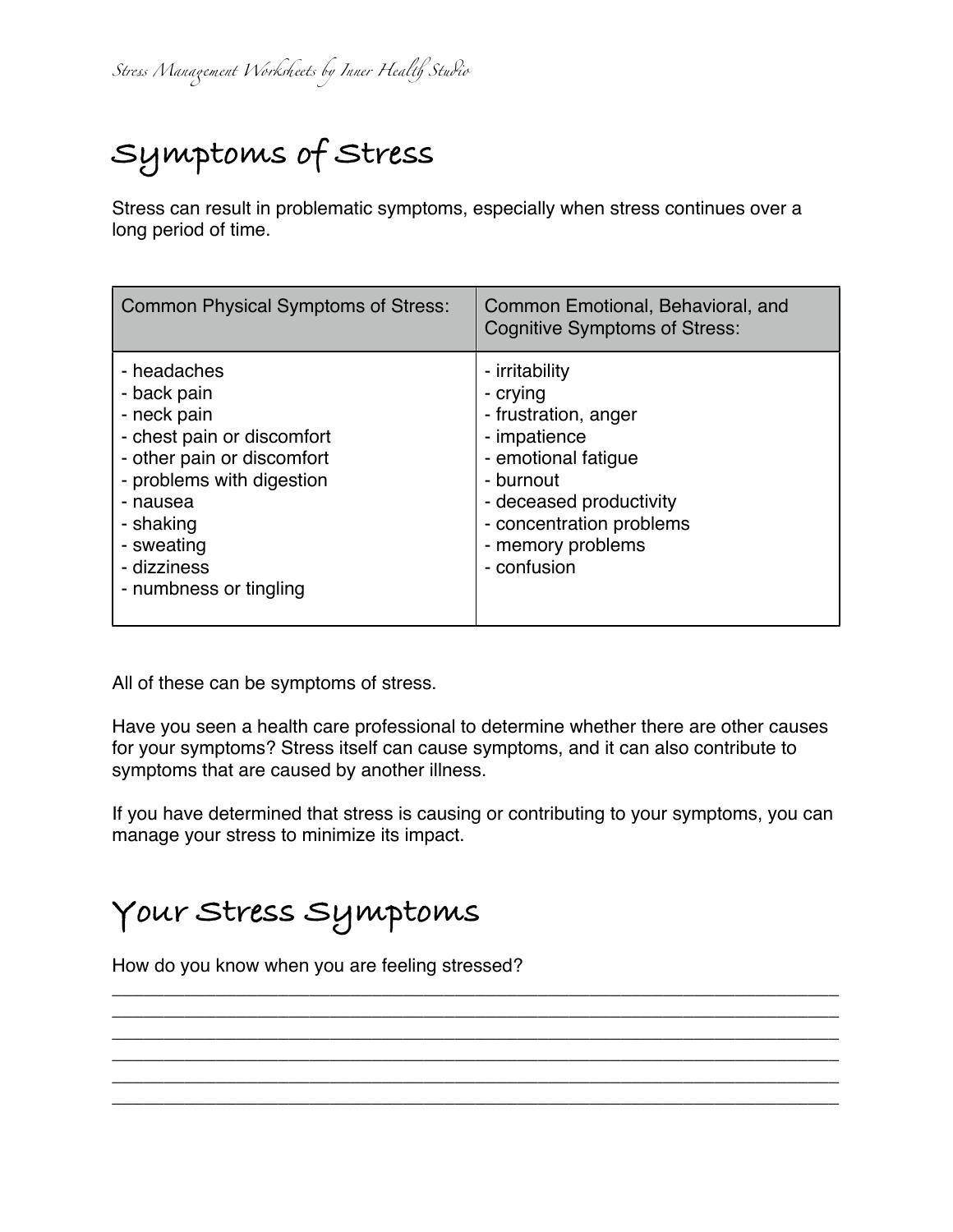# Symptoms of Stress

Stress can result in problematic symptoms, especially when stress continues over a long period of time.

| Common Physical Symptoms of Stress: | Common Emotional, Behavioral, and Cognitive Symptoms of Stress: |
| --- | --- |
| - headaches<br>- back pain<br>- neck pain<br>- chest pain or discomfort<br>- other pain or discomfort<br>- problems with digestion<br>- nausea<br>- shaking<br>- sweating<br>- dizziness<br>- numbness or tingling | - irritability<br>- crying<br>- frustration, anger<br>- impatience<br>- emotional fatigue<br>- burnout<br>- deceased productivity<br>- concentration problems<br>- memory problems<br>- confusion |

All of these can be symptoms of stress.

Have you seen a health care professional to determine whether there are other causes for your symptoms? Stress itself can cause symptoms, and it can also contribute to symptoms that are caused by another illness.

If you have determined that stress is causing or contributing to your symptoms, you can manage your stress to minimize its impact.

# Your Stress Symptoms

How do you know when you are feeling stressed?

______________________________________________________________________________
______________________________________________________________________________
______________________________________________________________________________
______________________________________________________________________________
______________________________________________________________________________
______________________________________________________________________________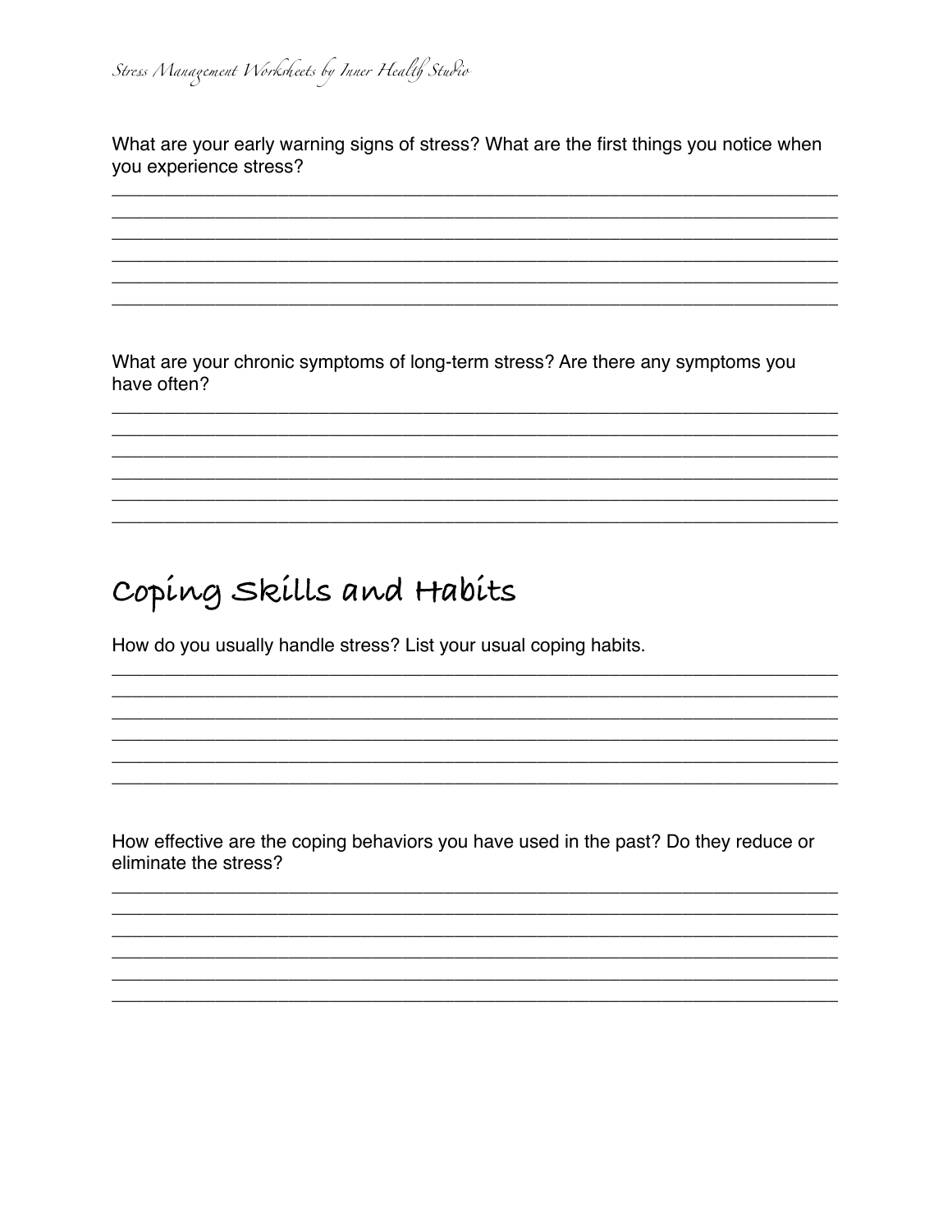What are your early warning signs of stress? What are the first things you notice when you experience stress?

______________________________________________________________________________
______________________________________________________________________________
______________________________________________________________________________
______________________________________________________________________________
______________________________________________________________________________
______________________________________________________________________________

What are your chronic symptoms of long-term stress? Are there any symptoms you have often?

______________________________________________________________________________
______________________________________________________________________________
______________________________________________________________________________
______________________________________________________________________________
______________________________________________________________________________
______________________________________________________________________________

# Coping Skills and Habits

How do you usually handle stress? List your usual coping habits.

______________________________________________________________________________
______________________________________________________________________________
______________________________________________________________________________
______________________________________________________________________________
______________________________________________________________________________
______________________________________________________________________________

How effective are the coping behaviors you have used in the past? Do they reduce or eliminate the stress?

______________________________________________________________________________
______________________________________________________________________________
______________________________________________________________________________
______________________________________________________________________________
______________________________________________________________________________
______________________________________________________________________________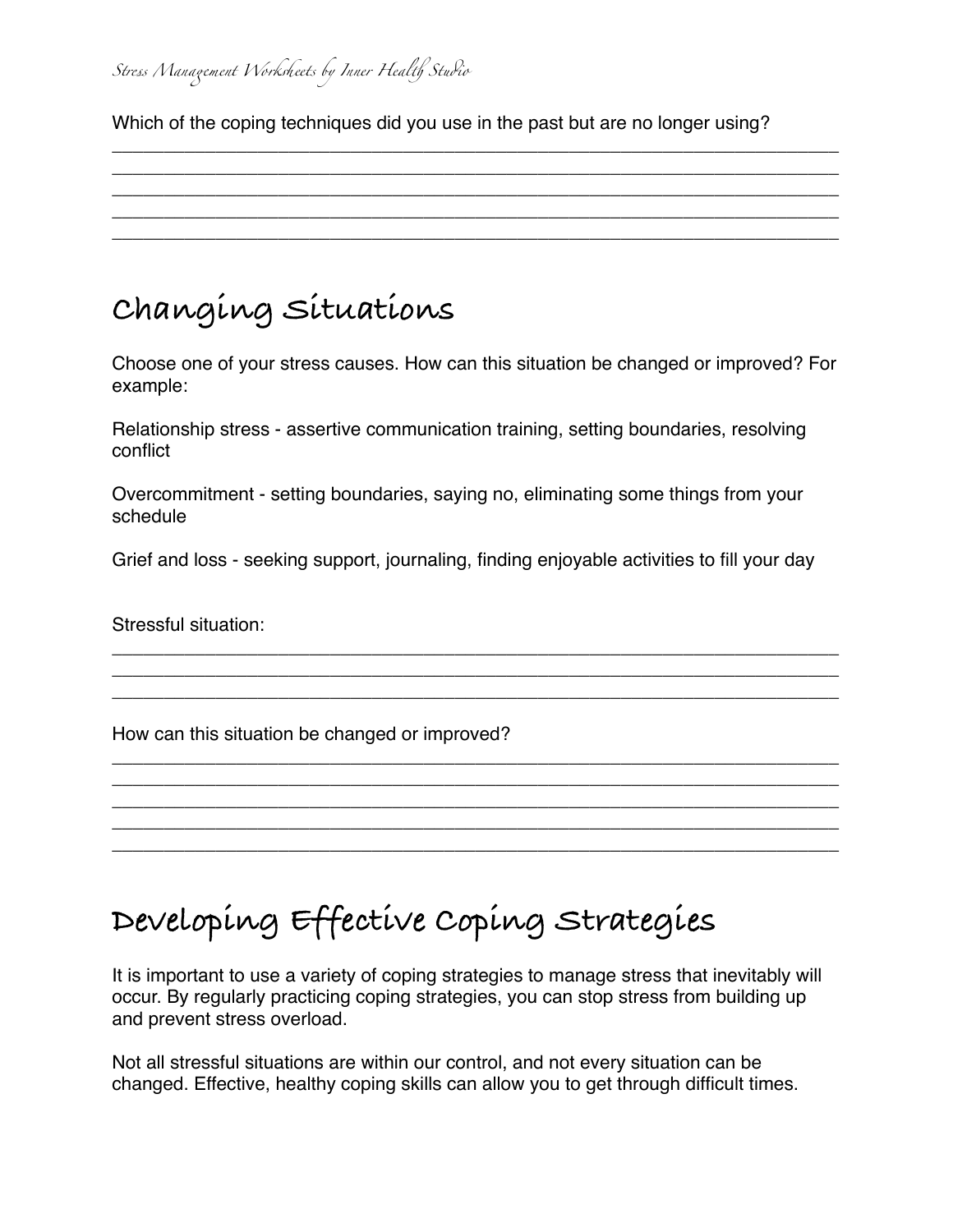Which of the coping techniques did you use in the past but are no longer using?

\_\_\_\_\_\_\_\_\_\_\_\_\_\_\_\_\_\_\_\_\_\_\_\_\_\_\_\_\_\_\_\_\_\_\_\_\_\_\_\_\_\_\_\_\_\_\_\_\_\_\_\_\_\_\_\_\_\_\_\_\_\_\_\_\_\_\_\_\_\_

\_\_\_\_\_\_\_\_\_\_\_\_\_\_\_\_\_\_\_\_\_\_\_\_\_\_\_\_\_\_\_\_\_\_\_\_\_\_\_\_\_\_\_\_\_\_\_\_\_\_\_\_\_\_\_\_\_\_\_\_\_\_\_\_\_\_\_\_\_\_

\_\_\_\_\_\_\_\_\_\_\_\_\_\_\_\_\_\_\_\_\_\_\_\_\_\_\_\_\_\_\_\_\_\_\_\_\_\_\_\_\_\_\_\_\_\_\_\_\_\_\_\_\_\_\_\_\_\_\_\_\_\_\_\_\_\_\_\_\_\_

\_\_\_\_\_\_\_\_\_\_\_\_\_\_\_\_\_\_\_\_\_\_\_\_\_\_\_\_\_\_\_\_\_\_\_\_\_\_\_\_\_\_\_\_\_\_\_\_\_\_\_\_\_\_\_\_\_\_\_\_\_\_\_\_\_\_\_\_\_\_

\_\_\_\_\_\_\_\_\_\_\_\_\_\_\_\_\_\_\_\_\_\_\_\_\_\_\_\_\_\_\_\_\_\_\_\_\_\_\_\_\_\_\_\_\_\_\_\_\_\_\_\_\_\_\_\_\_\_\_\_\_\_\_\_\_\_\_\_\_\_

## Changing Situations

Choose one of your stress causes. How can this situation be changed or improved? For example:

Relationship stress - assertive communication training, setting boundaries, resolving conflict

Overcommitment - setting boundaries, saying no, eliminating some things from your schedule

Grief and loss - seeking support, journaling, finding enjoyable activities to fill your day

Stressful situation:

\_\_\_\_\_\_\_\_\_\_\_\_\_\_\_\_\_\_\_\_\_\_\_\_\_\_\_\_\_\_\_\_\_\_\_\_\_\_\_\_\_\_\_\_\_\_\_\_\_\_\_\_\_\_\_\_\_\_\_\_\_\_\_\_\_\_\_\_\_\_

\_\_\_\_\_\_\_\_\_\_\_\_\_\_\_\_\_\_\_\_\_\_\_\_\_\_\_\_\_\_\_\_\_\_\_\_\_\_\_\_\_\_\_\_\_\_\_\_\_\_\_\_\_\_\_\_\_\_\_\_\_\_\_\_\_\_\_\_\_\_

\_\_\_\_\_\_\_\_\_\_\_\_\_\_\_\_\_\_\_\_\_\_\_\_\_\_\_\_\_\_\_\_\_\_\_\_\_\_\_\_\_\_\_\_\_\_\_\_\_\_\_\_\_\_\_\_\_\_\_\_\_\_\_\_\_\_\_\_\_\_

How can this situation be changed or improved?

\_\_\_\_\_\_\_\_\_\_\_\_\_\_\_\_\_\_\_\_\_\_\_\_\_\_\_\_\_\_\_\_\_\_\_\_\_\_\_\_\_\_\_\_\_\_\_\_\_\_\_\_\_\_\_\_\_\_\_\_\_\_\_\_\_\_\_\_\_\_

\_\_\_\_\_\_\_\_\_\_\_\_\_\_\_\_\_\_\_\_\_\_\_\_\_\_\_\_\_\_\_\_\_\_\_\_\_\_\_\_\_\_\_\_\_\_\_\_\_\_\_\_\_\_\_\_\_\_\_\_\_\_\_\_\_\_\_\_\_\_

\_\_\_\_\_\_\_\_\_\_\_\_\_\_\_\_\_\_\_\_\_\_\_\_\_\_\_\_\_\_\_\_\_\_\_\_\_\_\_\_\_\_\_\_\_\_\_\_\_\_\_\_\_\_\_\_\_\_\_\_\_\_\_\_\_\_\_\_\_\_

\_\_\_\_\_\_\_\_\_\_\_\_\_\_\_\_\_\_\_\_\_\_\_\_\_\_\_\_\_\_\_\_\_\_\_\_\_\_\_\_\_\_\_\_\_\_\_\_\_\_\_\_\_\_\_\_\_\_\_\_\_\_\_\_\_\_\_\_\_\_

\_\_\_\_\_\_\_\_\_\_\_\_\_\_\_\_\_\_\_\_\_\_\_\_\_\_\_\_\_\_\_\_\_\_\_\_\_\_\_\_\_\_\_\_\_\_\_\_\_\_\_\_\_\_\_\_\_\_\_\_\_\_\_\_\_\_\_\_\_\_

## Developing Effective Coping Strategies

It is important to use a variety of coping strategies to manage stress that inevitably will occur. By regularly practicing coping strategies, you can stop stress from building up and prevent stress overload.

Not all stressful situations are within our control, and not every situation can be changed. Effective, healthy coping skills can allow you to get through difficult times.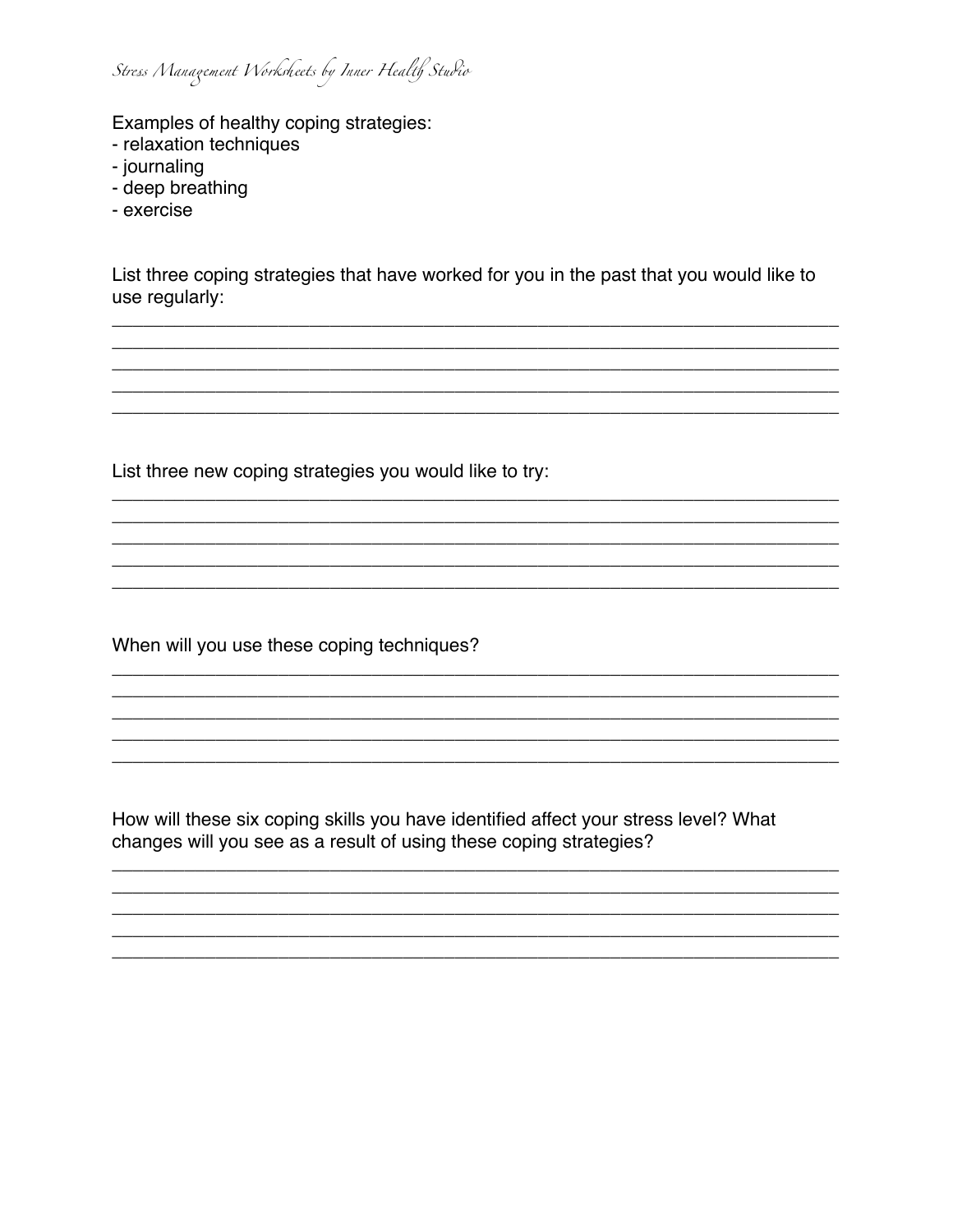Examples of healthy coping strategies:
- relaxation techniques
- journaling
- deep breathing
- exercise

List three coping strategies that have worked for you in the past that you would like to use regularly:

\_\_\_\_\_\_\_\_\_\_\_\_\_\_\_\_\_\_\_\_\_\_\_\_\_\_\_\_\_\_\_\_\_\_\_\_\_\_\_\_\_\_\_\_\_\_\_\_\_\_\_\_\_\_\_\_\_\_\_\_\_\_\_\_\_\_\_\_\_\_

\_\_\_\_\_\_\_\_\_\_\_\_\_\_\_\_\_\_\_\_\_\_\_\_\_\_\_\_\_\_\_\_\_\_\_\_\_\_\_\_\_\_\_\_\_\_\_\_\_\_\_\_\_\_\_\_\_\_\_\_\_\_\_\_\_\_\_\_\_\_

\_\_\_\_\_\_\_\_\_\_\_\_\_\_\_\_\_\_\_\_\_\_\_\_\_\_\_\_\_\_\_\_\_\_\_\_\_\_\_\_\_\_\_\_\_\_\_\_\_\_\_\_\_\_\_\_\_\_\_\_\_\_\_\_\_\_\_\_\_\_

\_\_\_\_\_\_\_\_\_\_\_\_\_\_\_\_\_\_\_\_\_\_\_\_\_\_\_\_\_\_\_\_\_\_\_\_\_\_\_\_\_\_\_\_\_\_\_\_\_\_\_\_\_\_\_\_\_\_\_\_\_\_\_\_\_\_\_\_\_\_

\_\_\_\_\_\_\_\_\_\_\_\_\_\_\_\_\_\_\_\_\_\_\_\_\_\_\_\_\_\_\_\_\_\_\_\_\_\_\_\_\_\_\_\_\_\_\_\_\_\_\_\_\_\_\_\_\_\_\_\_\_\_\_\_\_\_\_\_\_\_

List three new coping strategies you would like to try:

\_\_\_\_\_\_\_\_\_\_\_\_\_\_\_\_\_\_\_\_\_\_\_\_\_\_\_\_\_\_\_\_\_\_\_\_\_\_\_\_\_\_\_\_\_\_\_\_\_\_\_\_\_\_\_\_\_\_\_\_\_\_\_\_\_\_\_\_\_\_

\_\_\_\_\_\_\_\_\_\_\_\_\_\_\_\_\_\_\_\_\_\_\_\_\_\_\_\_\_\_\_\_\_\_\_\_\_\_\_\_\_\_\_\_\_\_\_\_\_\_\_\_\_\_\_\_\_\_\_\_\_\_\_\_\_\_\_\_\_\_

\_\_\_\_\_\_\_\_\_\_\_\_\_\_\_\_\_\_\_\_\_\_\_\_\_\_\_\_\_\_\_\_\_\_\_\_\_\_\_\_\_\_\_\_\_\_\_\_\_\_\_\_\_\_\_\_\_\_\_\_\_\_\_\_\_\_\_\_\_\_

\_\_\_\_\_\_\_\_\_\_\_\_\_\_\_\_\_\_\_\_\_\_\_\_\_\_\_\_\_\_\_\_\_\_\_\_\_\_\_\_\_\_\_\_\_\_\_\_\_\_\_\_\_\_\_\_\_\_\_\_\_\_\_\_\_\_\_\_\_\_

\_\_\_\_\_\_\_\_\_\_\_\_\_\_\_\_\_\_\_\_\_\_\_\_\_\_\_\_\_\_\_\_\_\_\_\_\_\_\_\_\_\_\_\_\_\_\_\_\_\_\_\_\_\_\_\_\_\_\_\_\_\_\_\_\_\_\_\_\_\_

When will you use these coping techniques?

\_\_\_\_\_\_\_\_\_\_\_\_\_\_\_\_\_\_\_\_\_\_\_\_\_\_\_\_\_\_\_\_\_\_\_\_\_\_\_\_\_\_\_\_\_\_\_\_\_\_\_\_\_\_\_\_\_\_\_\_\_\_\_\_\_\_\_\_\_\_

\_\_\_\_\_\_\_\_\_\_\_\_\_\_\_\_\_\_\_\_\_\_\_\_\_\_\_\_\_\_\_\_\_\_\_\_\_\_\_\_\_\_\_\_\_\_\_\_\_\_\_\_\_\_\_\_\_\_\_\_\_\_\_\_\_\_\_\_\_\_

\_\_\_\_\_\_\_\_\_\_\_\_\_\_\_\_\_\_\_\_\_\_\_\_\_\_\_\_\_\_\_\_\_\_\_\_\_\_\_\_\_\_\_\_\_\_\_\_\_\_\_\_\_\_\_\_\_\_\_\_\_\_\_\_\_\_\_\_\_\_

\_\_\_\_\_\_\_\_\_\_\_\_\_\_\_\_\_\_\_\_\_\_\_\_\_\_\_\_\_\_\_\_\_\_\_\_\_\_\_\_\_\_\_\_\_\_\_\_\_\_\_\_\_\_\_\_\_\_\_\_\_\_\_\_\_\_\_\_\_\_

\_\_\_\_\_\_\_\_\_\_\_\_\_\_\_\_\_\_\_\_\_\_\_\_\_\_\_\_\_\_\_\_\_\_\_\_\_\_\_\_\_\_\_\_\_\_\_\_\_\_\_\_\_\_\_\_\_\_\_\_\_\_\_\_\_\_\_\_\_\_

How will these six coping skills you have identified affect your stress level? What changes will you see as a result of using these coping strategies?

\_\_\_\_\_\_\_\_\_\_\_\_\_\_\_\_\_\_\_\_\_\_\_\_\_\_\_\_\_\_\_\_\_\_\_\_\_\_\_\_\_\_\_\_\_\_\_\_\_\_\_\_\_\_\_\_\_\_\_\_\_\_\_\_\_\_\_\_\_\_

\_\_\_\_\_\_\_\_\_\_\_\_\_\_\_\_\_\_\_\_\_\_\_\_\_\_\_\_\_\_\_\_\_\_\_\_\_\_\_\_\_\_\_\_\_\_\_\_\_\_\_\_\_\_\_\_\_\_\_\_\_\_\_\_\_\_\_\_\_\_

\_\_\_\_\_\_\_\_\_\_\_\_\_\_\_\_\_\_\_\_\_\_\_\_\_\_\_\_\_\_\_\_\_\_\_\_\_\_\_\_\_\_\_\_\_\_\_\_\_\_\_\_\_\_\_\_\_\_\_\_\_\_\_\_\_\_\_\_\_\_

\_\_\_\_\_\_\_\_\_\_\_\_\_\_\_\_\_\_\_\_\_\_\_\_\_\_\_\_\_\_\_\_\_\_\_\_\_\_\_\_\_\_\_\_\_\_\_\_\_\_\_\_\_\_\_\_\_\_\_\_\_\_\_\_\_\_\_\_\_\_

\_\_\_\_\_\_\_\_\_\_\_\_\_\_\_\_\_\_\_\_\_\_\_\_\_\_\_\_\_\_\_\_\_\_\_\_\_\_\_\_\_\_\_\_\_\_\_\_\_\_\_\_\_\_\_\_\_\_\_\_\_\_\_\_\_\_\_\_\_\_